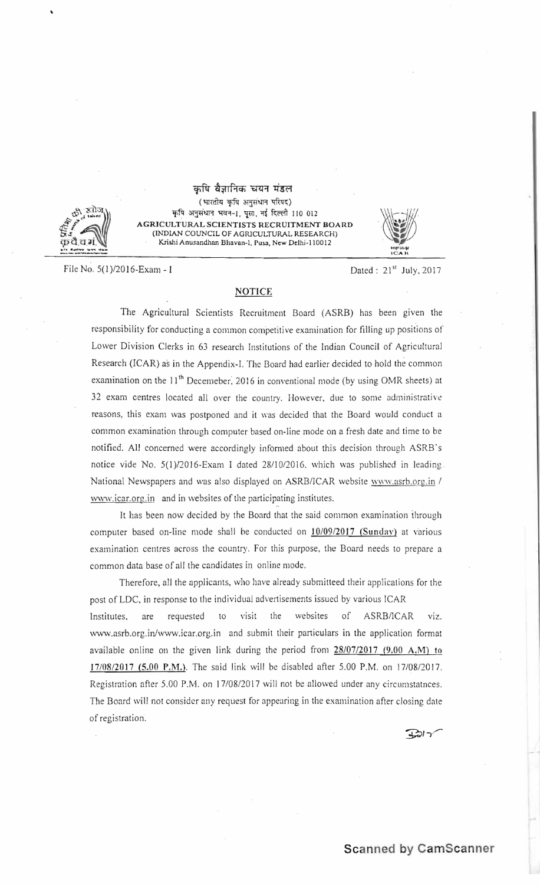कृषि वैज्ञानिक चयन मंडल

(भारतीय कृषि अनुसंधान परिषद)

कृषि अनुसंधान भवन-I, पूसा, नई दिल्ली 110 012

**AGRICULTURAL SCIENTISTS RECRUITMENT BOARD**

**(INDIAN COUNCIL OF AGRICULTURAL RESEARCH)**

Krishi Anusandhan Bhavan-I, Pusa, New Delhi-110012

File No. 5(1)/2016-Exam - I

Dated : 21st July, 2017

## NOTICE

The Agricultural Scientists Recruitment Board (ASRB) has been given the responsibility for conducting a common competitive examination for filling up positions of Lower Division Clerks in 63 research Institutions of the Indian Council of Agricultural Research (ICAR) as in the Appendix-I. The Board had earlier decided to hold the common examination on the 11th Decemeber, 2016 in conventional mode (by using OMR sheets) at 32 exam centres located all over the country. However, due to some administrative reasons, this exam was postponed and it was decided that the Board would conduct a common examination through computer based on-line mode on a fresh date and time to be notified. All concerned were accordingly informed about this decision through ASRB's notice vide No. 5(1)/2016-Exam I dated 28/10/2016, which was published in leading National Newspapers and was also displayed on ASRB/ICAR website www.asrb.org.in / www.icar.org.in and in websites of the participating institutes.

It has been now decided by the Board that the said common examination through computer based on-line mode shall be conducted on **10/09/2017 (Sunday)** at various examination centres across the country. For this purpose, the Board needs to prepare a common data base of all the candidates in online mode.

Therefore, all the applicants, who have already submitteed their applications for the post of LDC, in response to the individual advertisements issued by various ICAR Institutes, are requested to visit the websites of ASRB/ICAR viz. www.asrb.org.in/www.icar.org.in and submit their particulars in the application format available online on the given link during the period from **28/07/2017 (9.00 A.M) to 17/08/2017 (5.00 P.M.)**. The said link will be disabled after 5.00 P.M. on 17/08/2017. Registration after 5.00 P.M. on 17/08/2017 will not be allowed under any circumstatnces. The Board will not consider any request for appearing in the examination after closing date of registration.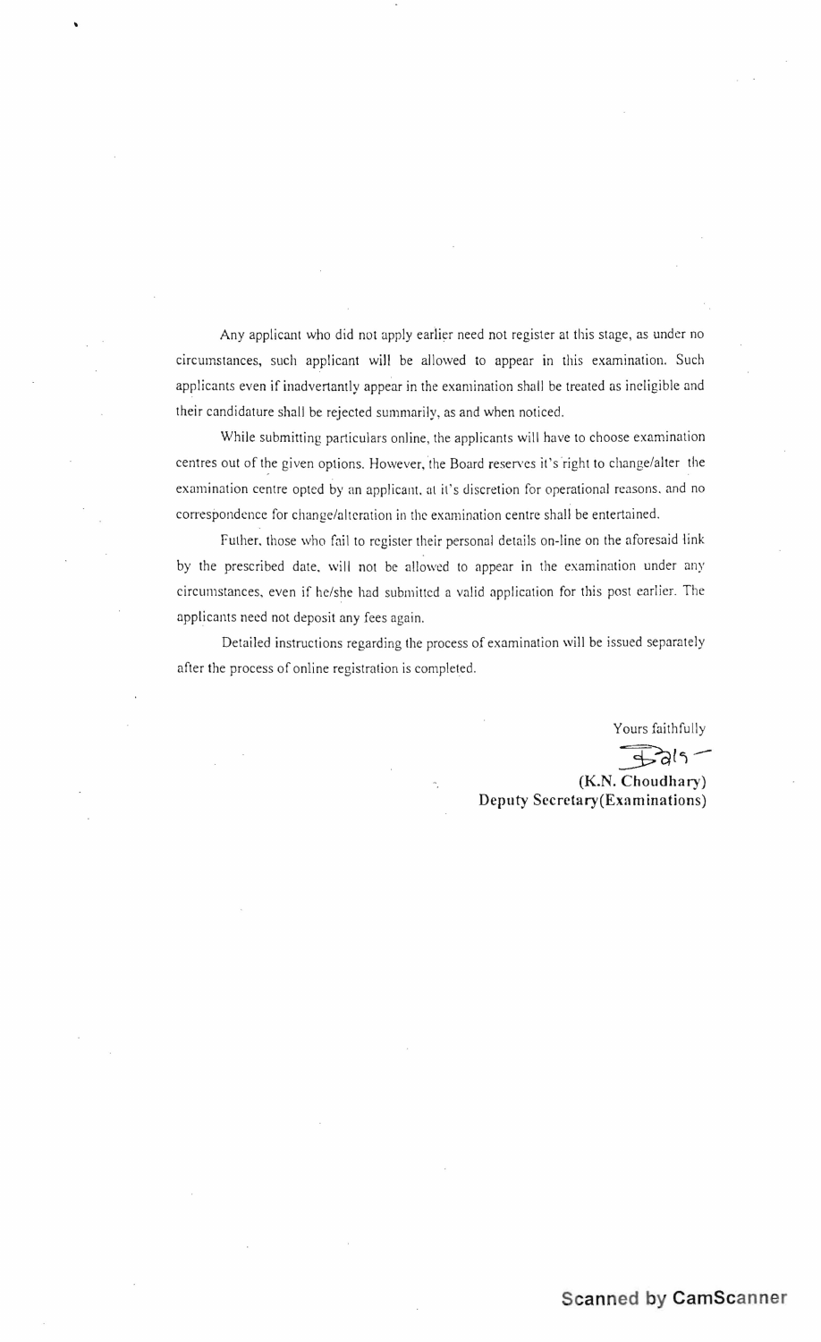Any applicant who did not apply earlier need not register at this stage, as under no circumstances, such applicant will be allowed to appear in this examination. Such applicants even if inadvertantly appear in the examination shall be treated as ineligible and their candidature shall be rejected summarily, as and when noticed.

While submitting particulars online, the applicants will have to choose examination centres out of the given options. However, the Board reserves it's right to change/alter the examination centre opted by an applicant, at it's discretion for operational reasons, and no correspondence for change/alteration in the examination centre shall be entertained.

Futher, those who fail to register their personal details on-line on the aforesaid link by the prescribed date, will not be allowed to appear in the examination under any circumstances, even if he/she had submitted a valid application for this post earlier. The applicants need not deposit any fees again.

Detailed instructions regarding the process of examination will be issued separately after the process of online registration is completed.

Yours faithfully

**(K.N. Choudhary)**
**Deputy Secretary(Examinations)**